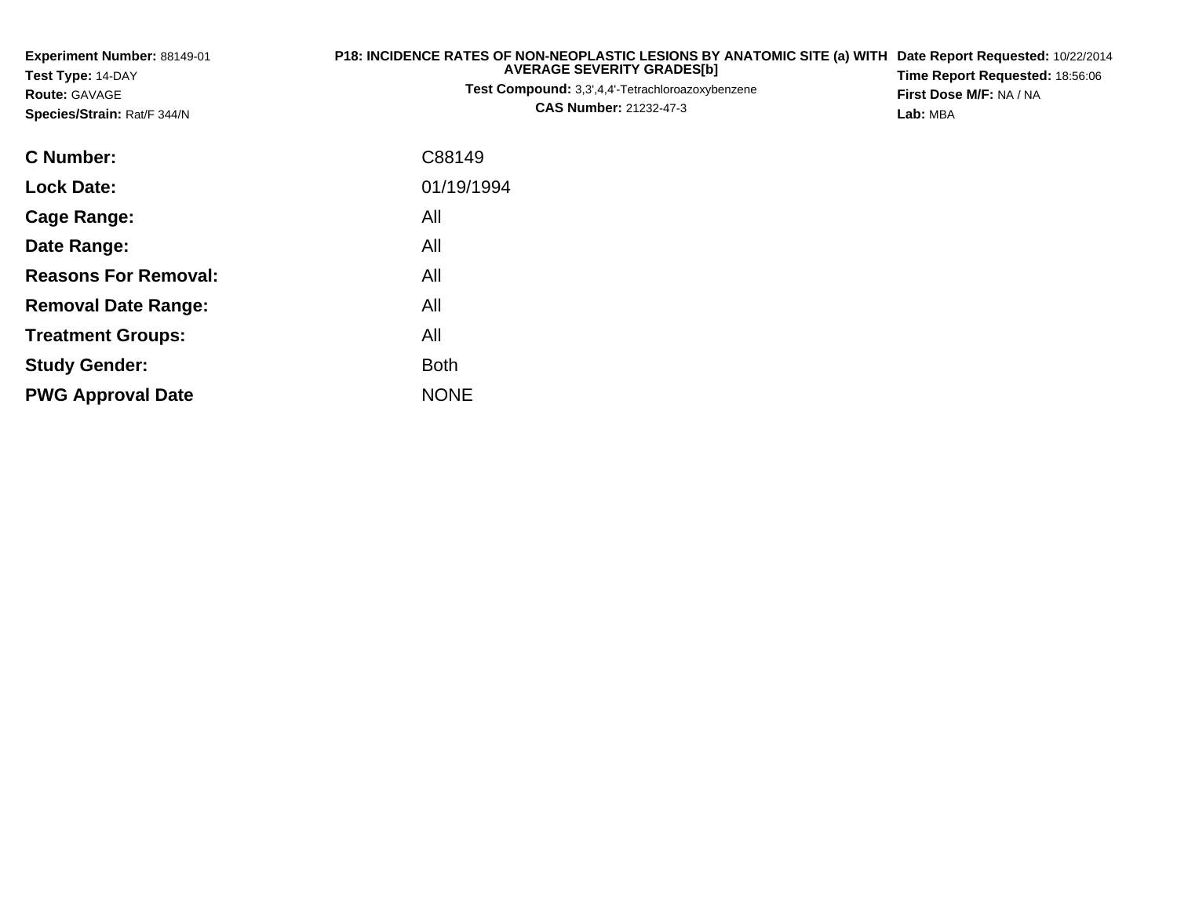**Experiment Number:** 88149-01
**Test Type:** 14-DAY
**Route:** GAVAGE
**Species/Strain:** Rat/F 344/N

**P18: INCIDENCE RATES OF NON-NEOPLASTIC LESIONS BY ANATOMIC SITE (a) WITH AVERAGE SEVERITY GRADES[b]**
**Test Compound:** 3,3',4,4'-Tetrachloroazoxybenzene
**CAS Number:** 21232-47-3

**Date Report Requested:** 10/22/2014
**Time Report Requested:** 18:56:06
**First Dose M/F:** NA / NA
**Lab:** MBA

| | |
|---|---|
| **C Number:** | C88149 |
| **Lock Date:** | 01/19/1994 |
| **Cage Range:** | All |
| **Date Range:** | All |
| **Reasons For Removal:** | All |
| **Removal Date Range:** | All |
| **Treatment Groups:** | All |
| **Study Gender:** | Both |
| **PWG Approval Date** | NONE |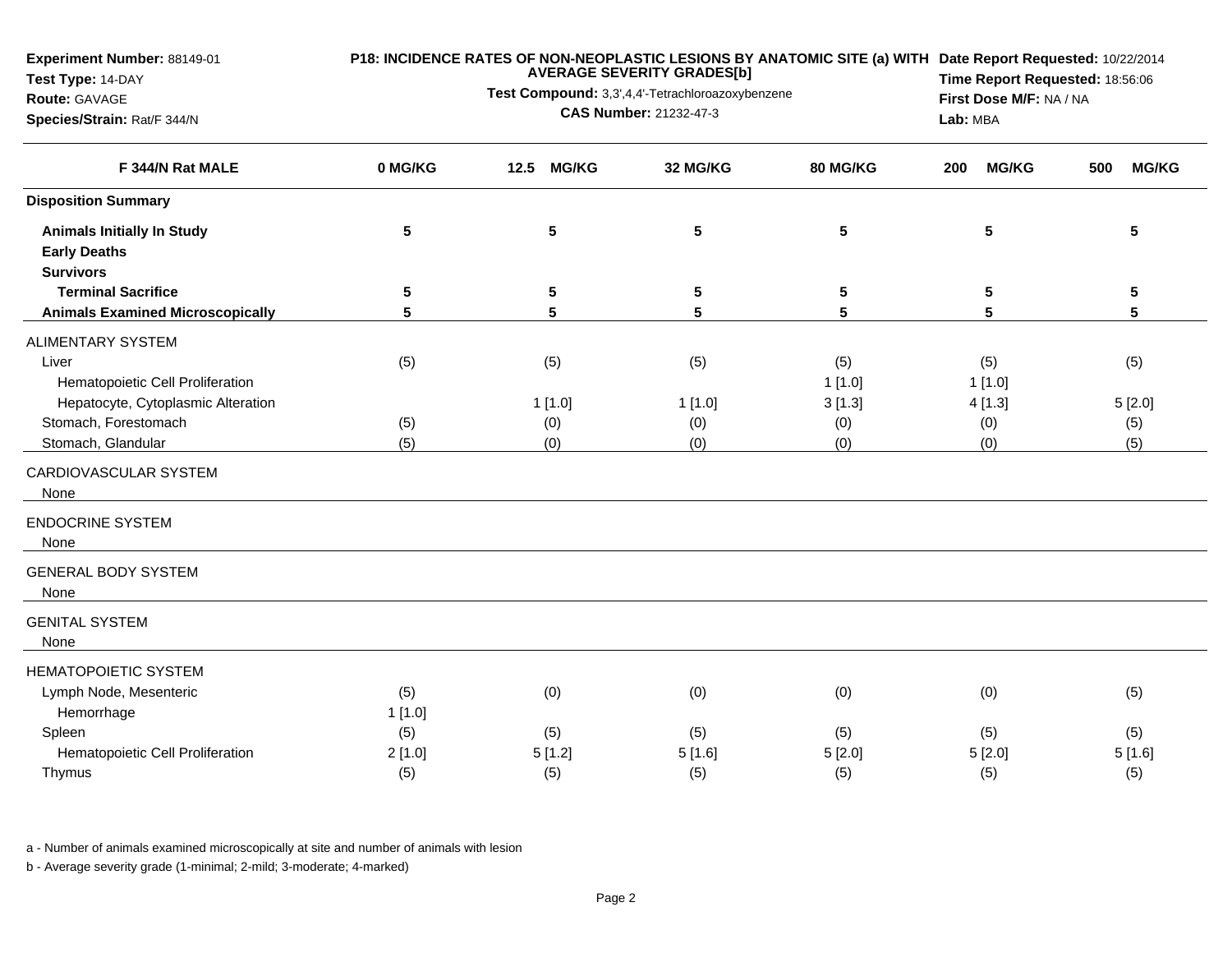**Experiment Number:** 88149-01
**Test Type:** 14-DAY
**Route:** GAVAGE
**Species/Strain:** Rat/F 344/N

**P18: INCIDENCE RATES OF NON-NEOPLASTIC LESIONS BY ANATOMIC SITE (a) WITH AVERAGE SEVERITY GRADES[b]**
**Test Compound:** 3,3',4,4'-Tetrachloroazoxybenzene
**CAS Number:** 21232-47-3

**Date Report Requested:** 10/22/2014
**Time Report Requested:** 18:56:06
**First Dose M/F:** NA / NA
**Lab:** MBA

| F 344/N Rat MALE | 0 MG/KG | 12.5 MG/KG | 32 MG/KG | 80 MG/KG | 200 MG/KG | 500 MG/KG |
|---|---|---|---|---|---|---|
| **Disposition Summary** | | | | | | |
| **Animals Initially In Study** | 5 | 5 | 5 | 5 | 5 | 5 |
| **Early Deaths** | | | | | | |
| **Survivors** | | | | | | |
| **Terminal Sacrifice** | 5 | 5 | 5 | 5 | 5 | 5 |
| **Animals Examined Microscopically** | 5 | 5 | 5 | 5 | 5 | 5 |
| ALIMENTARY SYSTEM | | | | | | |
| Liver | (5) | (5) | (5) | (5) | (5) | (5) |
| Hematopoietic Cell Proliferation | | | | 1 [1.0] | 1 [1.0] | |
| Hepatocyte, Cytoplasmic Alteration | | 1 [1.0] | 1 [1.0] | 3 [1.3] | 4 [1.3] | 5 [2.0] |
| Stomach, Forestomach | (5) | (0) | (0) | (0) | (0) | (5) |
| Stomach, Glandular | (5) | (0) | (0) | (0) | (0) | (5) |
| CARDIOVASCULAR SYSTEM | | | | | | |
| None | | | | | | |
| ENDOCRINE SYSTEM | | | | | | |
| None | | | | | | |
| GENERAL BODY SYSTEM | | | | | | |
| None | | | | | | |
| GENITAL SYSTEM | | | | | | |
| None | | | | | | |
| HEMATOPOIETIC SYSTEM | | | | | | |
| Lymph Node, Mesenteric | (5) | (0) | (0) | (0) | (0) | (5) |
| Hemorrhage | 1 [1.0] | | | | | |
| Spleen | (5) | (5) | (5) | (5) | (5) | (5) |
| Hematopoietic Cell Proliferation | 2 [1.0] | 5 [1.2] | 5 [1.6] | 5 [2.0] | 5 [2.0] | 5 [1.6] |
| Thymus | (5) | (5) | (5) | (5) | (5) | (5) |

a - Number of animals examined microscopically at site and number of animals with lesion

b - Average severity grade (1-minimal; 2-mild; 3-moderate; 4-marked)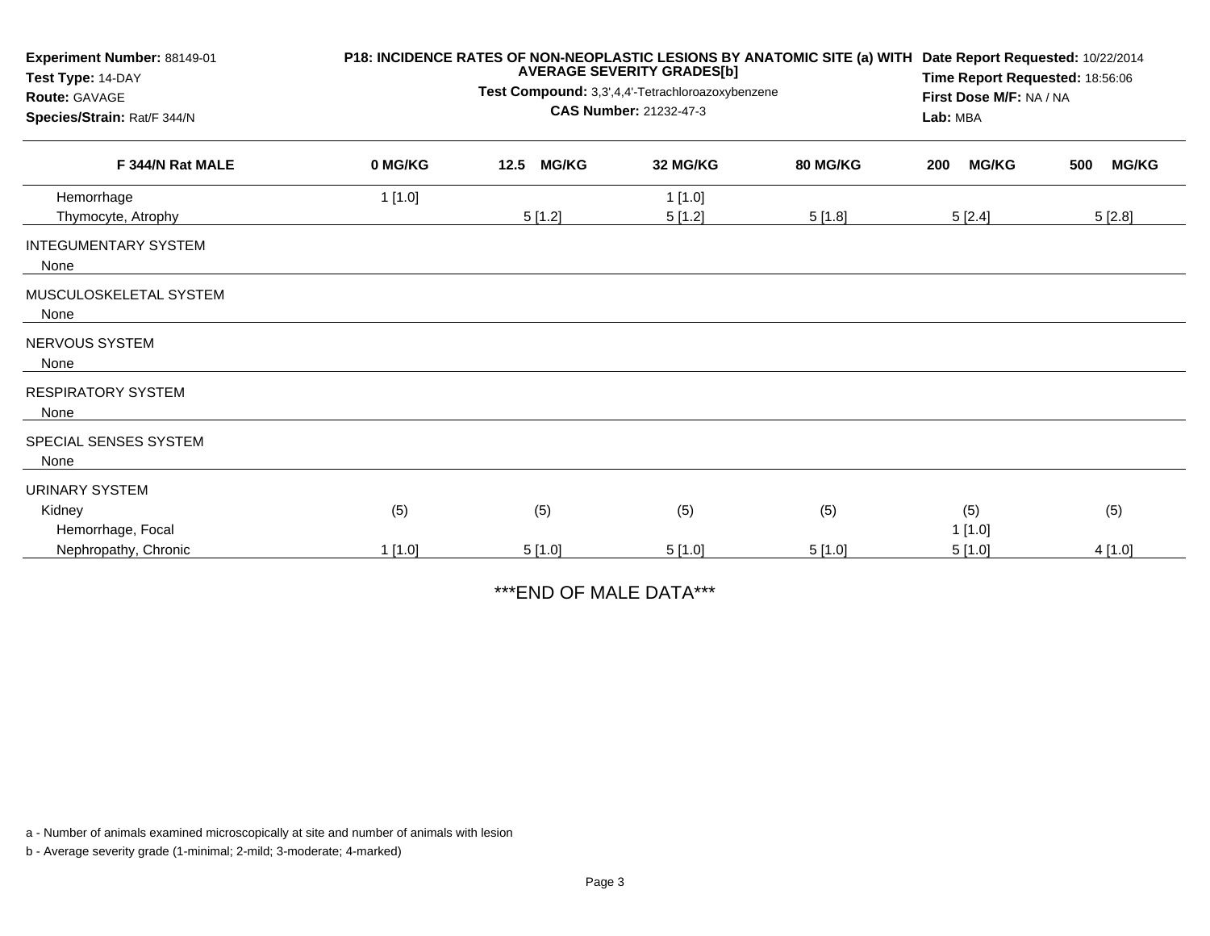**Experiment Number:** 88149-01
**Test Type:** 14-DAY
**Route:** GAVAGE
**Species/Strain:** Rat/F 344/N

**P18: INCIDENCE RATES OF NON-NEOPLASTIC LESIONS BY ANATOMIC SITE (a) WITH AVERAGE SEVERITY GRADES[b]**
**Test Compound:** 3,3',4,4'-Tetrachloroazoxybenzene
**CAS Number:** 21232-47-3

**Date Report Requested:** 10/22/2014
**Time Report Requested:** 18:56:06
**First Dose M/F:** NA / NA
**Lab:** MBA

| F 344/N Rat MALE | 0 MG/KG | 12.5 MG/KG | 32 MG/KG | 80 MG/KG | 200 MG/KG | 500 MG/KG |
|---|---|---|---|---|---|---|
| Hemorrhage | 1 [1.0] | | 1 [1.0] | | | |
| Thymocyte, Atrophy | | 5 [1.2] | 5 [1.2] | 5 [1.8] | 5 [2.4] | 5 [2.8] |
| INTEGUMENTARY SYSTEM | | | | | | |
| None | | | | | | |
| MUSCULOSKELETAL SYSTEM | | | | | | |
| None | | | | | | |
| NERVOUS SYSTEM | | | | | | |
| None | | | | | | |
| RESPIRATORY SYSTEM | | | | | | |
| None | | | | | | |
| SPECIAL SENSES SYSTEM | | | | | | |
| None | | | | | | |
| URINARY SYSTEM | | | | | | |
| Kidney | (5) | (5) | (5) | (5) | (5) | (5) |
| Hemorrhage, Focal | | | | | 1 [1.0] | |
| Nephropathy, Chronic | 1 [1.0] | 5 [1.0] | 5 [1.0] | 5 [1.0] | 5 [1.0] | 4 [1.0] |

***END OF MALE DATA***

a - Number of animals examined microscopically at site and number of animals with lesion

b - Average severity grade (1-minimal; 2-mild; 3-moderate; 4-marked)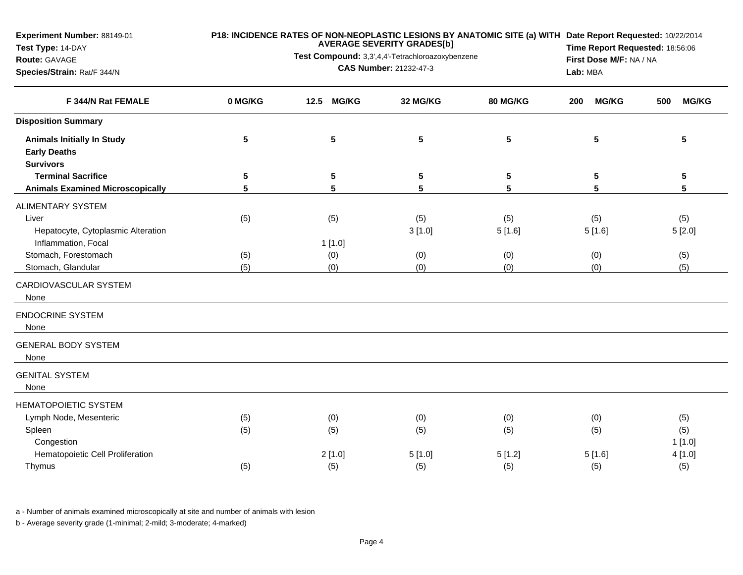**Experiment Number:** 88149-01
**Test Type:** 14-DAY
**Route:** GAVAGE
**Species/Strain:** Rat/F 344/N

**P18: INCIDENCE RATES OF NON-NEOPLASTIC LESIONS BY ANATOMIC SITE (a) WITH AVERAGE SEVERITY GRADES[b]**
**Test Compound:** 3,3',4,4'-Tetrachloroazoxybenzene
**CAS Number:** 21232-47-3

**Date Report Requested:** 10/22/2014
**Time Report Requested:** 18:56:06
**First Dose M/F:** NA / NA
**Lab:** MBA

| F 344/N Rat FEMALE | 0 MG/KG | 12.5 MG/KG | 32 MG/KG | 80 MG/KG | 200 MG/KG | 500 MG/KG |
|---|---|---|---|---|---|---|
| **Disposition Summary** | | | | | | |
| **Animals Initially In Study** | **5** | **5** | **5** | **5** | **5** | **5** |
| **Early Deaths** | | | | | | |
| **Survivors** | | | | | | |
| **Terminal Sacrifice** | **5** | **5** | **5** | **5** | **5** | **5** |
| **Animals Examined Microscopically** | **5** | **5** | **5** | **5** | **5** | **5** |
| ALIMENTARY SYSTEM | | | | | | |
| Liver | (5) | (5) | (5) | (5) | (5) | (5) |
| Hepatocyte, Cytoplasmic Alteration | | | 3 [1.0] | 5 [1.6] | 5 [1.6] | 5 [2.0] |
| Inflammation, Focal | | 1 [1.0] | | | | |
| Stomach, Forestomach | (5) | (0) | (0) | (0) | (0) | (5) |
| Stomach, Glandular | (5) | (0) | (0) | (0) | (0) | (5) |
| CARDIOVASCULAR SYSTEM | | | | | | |
| None | | | | | | |
| ENDOCRINE SYSTEM | | | | | | |
| None | | | | | | |
| GENERAL BODY SYSTEM | | | | | | |
| None | | | | | | |
| GENITAL SYSTEM | | | | | | |
| None | | | | | | |
| HEMATOPOIETIC SYSTEM | | | | | | |
| Lymph Node, Mesenteric | (5) | (0) | (0) | (0) | (0) | (5) |
| Spleen | (5) | (5) | (5) | (5) | (5) | (5) |
| Congestion | | | | | | 1 [1.0] |
| Hematopoietic Cell Proliferation | | 2 [1.0] | 5 [1.0] | 5 [1.2] | 5 [1.6] | 4 [1.0] |
| Thymus | (5) | (5) | (5) | (5) | (5) | (5) |

a - Number of animals examined microscopically at site and number of animals with lesion

b - Average severity grade (1-minimal; 2-mild; 3-moderate; 4-marked)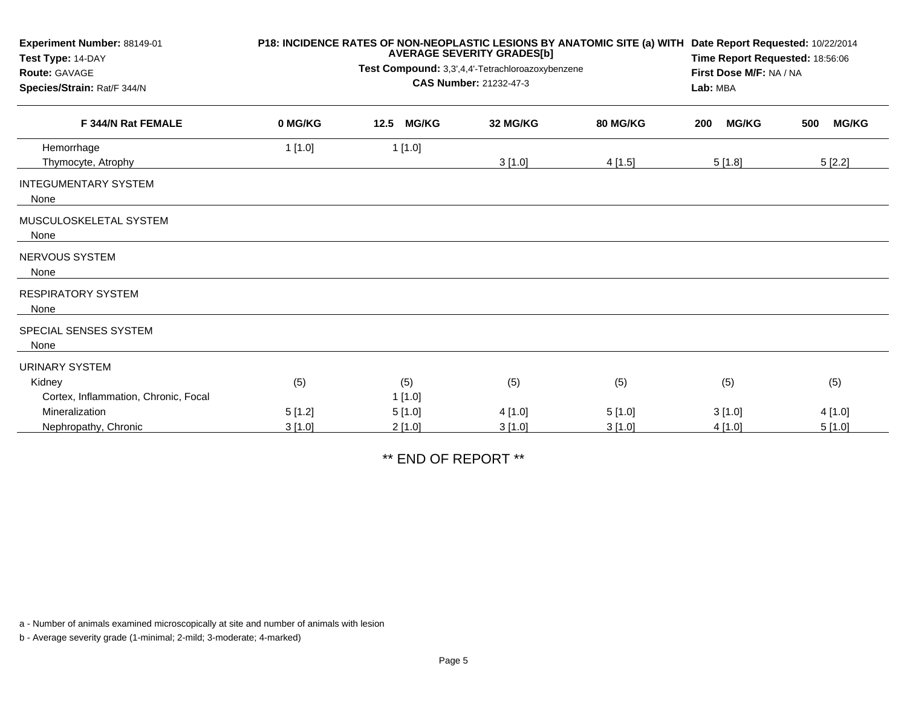**Experiment Number:** 88149-01
**Test Type:** 14-DAY
**Route:** GAVAGE
**Species/Strain:** Rat/F 344/N

**P18: INCIDENCE RATES OF NON-NEOPLASTIC LESIONS BY ANATOMIC SITE (a) WITH AVERAGE SEVERITY GRADES[b]**
**Test Compound:** 3,3',4,4'-Tetrachloroazoxybenzene
**CAS Number:** 21232-47-3

**Date Report Requested:** 10/22/2014
**Time Report Requested:** 18:56:06
**First Dose M/F:** NA / NA
**Lab:** MBA

| F 344/N Rat FEMALE | 0 MG/KG | 12.5 MG/KG | 32 MG/KG | 80 MG/KG | 200 MG/KG | 500 MG/KG |
|---|---|---|---|---|---|---|
| Hemorrhage | 1 [1.0] | 1 [1.0] | | | | |
| Thymocyte, Atrophy | | | 3 [1.0] | 4 [1.5] | 5 [1.8] | 5 [2.2] |
| INTEGUMENTARY SYSTEM | | | | | | |
| None | | | | | | |
| MUSCULOSKELETAL SYSTEM | | | | | | |
| None | | | | | | |
| NERVOUS SYSTEM | | | | | | |
| None | | | | | | |
| RESPIRATORY SYSTEM | | | | | | |
| None | | | | | | |
| SPECIAL SENSES SYSTEM | | | | | | |
| None | | | | | | |
| URINARY SYSTEM | | | | | | |
| Kidney | (5) | (5) | (5) | (5) | (5) | (5) |
| Cortex, Inflammation, Chronic, Focal | | 1 [1.0] | | | | |
| Mineralization | 5 [1.2] | 5 [1.0] | 4 [1.0] | 5 [1.0] | 3 [1.0] | 4 [1.0] |
| Nephropathy, Chronic | 3 [1.0] | 2 [1.0] | 3 [1.0] | 3 [1.0] | 4 [1.0] | 5 [1.0] |

** END OF REPORT **

a - Number of animals examined microscopically at site and number of animals with lesion

b - Average severity grade (1-minimal; 2-mild; 3-moderate; 4-marked)